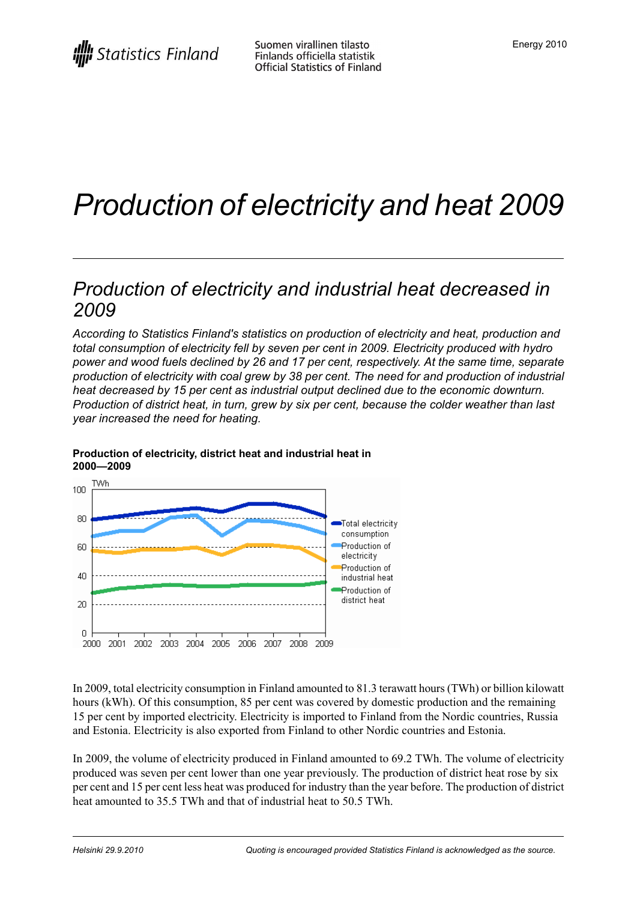Suomen virallinen tilasto
Finlands officiella statistik
Official Statistics of Finland

Energy 2010

# *Production of electricity and heat 2009*

## *Production of electricity and industrial heat decreased in 2009*

*According to Statistics Finland's statistics on production of electricity and heat, production and total consumption of electricity fell by seven per cent in 2009. Electricity produced with hydro power and wood fuels declined by 26 and 17 per cent, respectively. At the same time, separate production of electricity with coal grew by 38 per cent. The need for and production of industrial heat decreased by 15 per cent as industrial output declined due to the economic downturn. Production of district heat, in turn, grew by six per cent, because the colder weather than last year increased the need for heating.*

**Production of electricity, district heat and industrial heat in 2000—2009**

TWh
100
80
60
40
20
0
2000 2001 2002 2003 2004 2005 2006 2007 2008 2009

Total electricity consumption
Production of electricity
Production of industrial heat
Production of district heat

In 2009, total electricity consumption in Finland amounted to 81.3 terawatt hours (TWh) or billion kilowatt hours (kWh). Of this consumption, 85 per cent was covered by domestic production and the remaining 15 per cent by imported electricity. Electricity is imported to Finland from the Nordic countries, Russia and Estonia. Electricity is also exported from Finland to other Nordic countries and Estonia.

In 2009, the volume of electricity produced in Finland amounted to 69.2 TWh. The volume of electricity produced was seven per cent lower than one year previously. The production of district heat rose by six per cent and 15 per cent less heat was produced for industry than the year before. The production of district heat amounted to 35.5 TWh and that of industrial heat to 50.5 TWh.

*Helsinki 29.9.2010* *Quoting is encouraged provided Statistics Finland is acknowledged as the source.*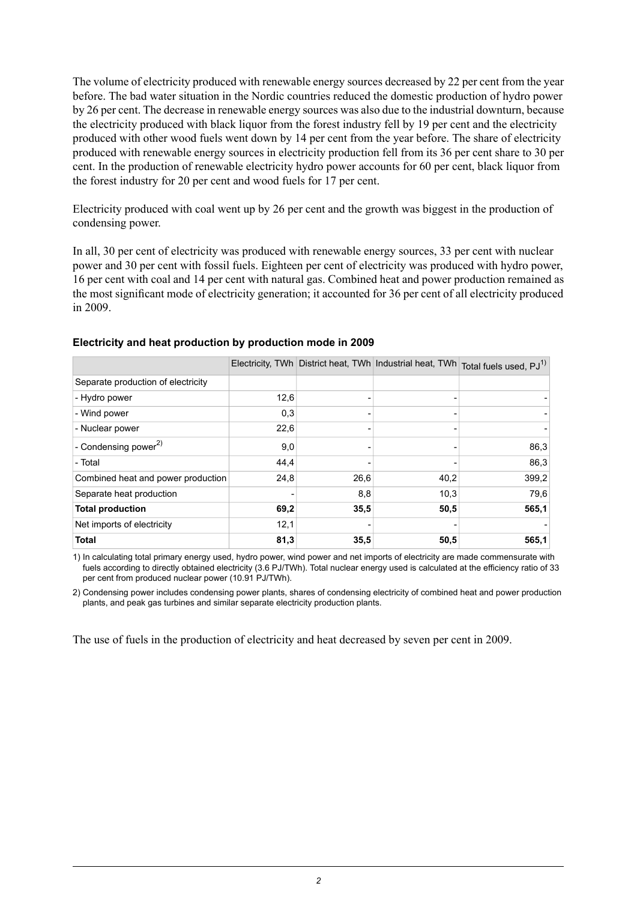The volume of electricity produced with renewable energy sources decreased by 22 per cent from the year before. The bad water situation in the Nordic countries reduced the domestic production of hydro power by 26 per cent. The decrease in renewable energy sources was also due to the industrial downturn, because the electricity produced with black liquor from the forest industry fell by 19 per cent and the electricity produced with other wood fuels went down by 14 per cent from the year before. The share of electricity produced with renewable energy sources in electricity production fell from its 36 per cent share to 30 per cent. In the production of renewable electricity hydro power accounts for 60 per cent, black liquor from the forest industry for 20 per cent and wood fuels for 17 per cent.

Electricity produced with coal went up by 26 per cent and the growth was biggest in the production of condensing power.

In all, 30 per cent of electricity was produced with renewable energy sources, 33 per cent with nuclear power and 30 per cent with fossil fuels. Eighteen per cent of electricity was produced with hydro power, 16 per cent with coal and 14 per cent with natural gas. Combined heat and power production remained as the most significant mode of electricity generation; it accounted for 36 per cent of all electricity produced in 2009.

**Electricity and heat production by production mode in 2009**

| | Electricity, TWh | District heat, TWh | Industrial heat, TWh | Total fuels used, PJ[1)] |
|---|---|---|---|---|
| Separate production of electricity | | | | |
| - Hydro power | 12,6 | - | - | - |
| - Wind power | 0,3 | - | - | - |
| - Nuclear power | 22,6 | - | - | - |
| - Condensing power[2)] | 9,0 | - | - | 86,3 |
| - Total | 44,4 | - | - | 86,3 |
| Combined heat and power production | 24,8 | 26,6 | 40,2 | 399,2 |
| Separate heat production | - | 8,8 | 10,3 | 79,6 |
| **Total production** | **69,2** | **35,5** | **50,5** | **565,1** |
| Net imports of electricity | 12,1 | - | - | - |
| **Total** | **81,3** | **35,5** | **50,5** | **565,1** |

1) In calculating total primary energy used, hydro power, wind power and net imports of electricity are made commensurate with fuels according to directly obtained electricity (3.6 PJ/TWh). Total nuclear energy used is calculated at the efficiency ratio of 33 per cent from produced nuclear power (10.91 PJ/TWh).

2) Condensing power includes condensing power plants, shares of condensing electricity of combined heat and power production plants, and peak gas turbines and similar separate electricity production plants.

The use of fuels in the production of electricity and heat decreased by seven per cent in 2009.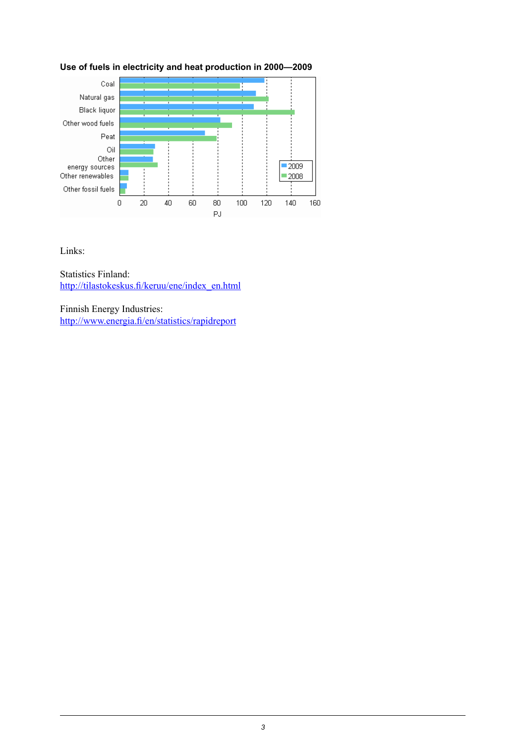**Use of fuels in electricity and heat production in 2000—2009**

Coal
Natural gas
Black liquor
Other wood fuels
Peat
Oil
Other energy sources
Other renewables
Other fossil fuels

0 20 40 60 80 100 120 140 160

PJ

2009
2008

Links:

Statistics Finland:
http://tilastokeskus.fi/keruu/ene/index_en.html

Finnish Energy Industries:
http://www.energia.fi/en/statistics/rapidreport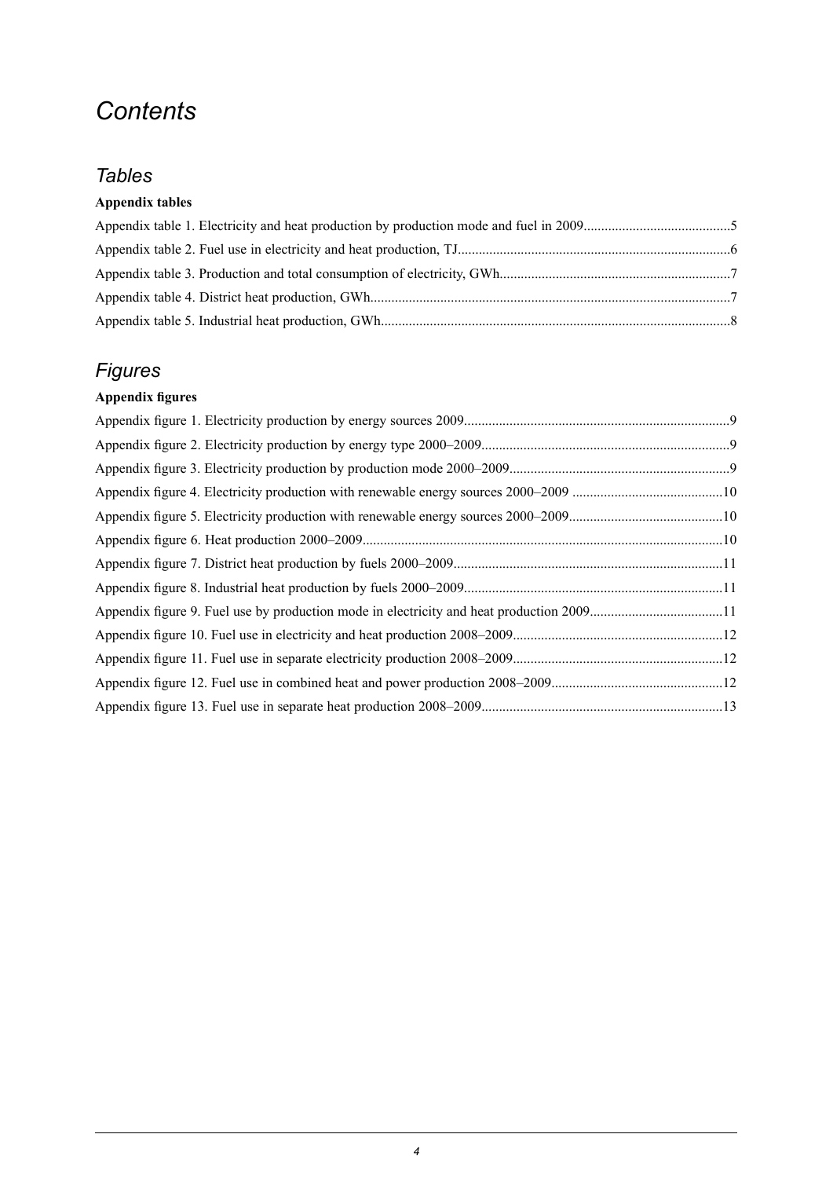# Contents

## Tables

**Appendix tables**

Appendix table 1. Electricity and heat production by production mode and fuel in 2009..........................................5

Appendix table 2. Fuel use in electricity and heat production, TJ.............................................................................6

Appendix table 3. Production and total consumption of electricity, GWh.................................................................7

Appendix table 4. District heat production, GWh......................................................................................................7

Appendix table 5. Industrial heat production, GWh...................................................................................................8

## Figures

**Appendix figures**

Appendix figure 1. Electricity production by energy sources 2009...........................................................................9

Appendix figure 2. Electricity production by energy type 2000–2009......................................................................9

Appendix figure 3. Electricity production by production mode 2000–2009..............................................................9

Appendix figure 4. Electricity production with renewable energy sources 2000–2009 ...........................................10

Appendix figure 5. Electricity production with renewable energy sources 2000–2009...........................................10

Appendix figure 6. Heat production 2000–2009......................................................................................................10

Appendix figure 7. District heat production by fuels 2000–2009............................................................................11

Appendix figure 8. Industrial heat production by fuels 2000–2009.........................................................................11

Appendix figure 9. Fuel use by production mode in electricity and heat production 2009.....................................11

Appendix figure 10. Fuel use in electricity and heat production 2008–2009...........................................................12

Appendix figure 11. Fuel use in separate electricity production 2008–2009...........................................................12

Appendix figure 12. Fuel use in combined heat and power production 2008–2009................................................12

Appendix figure 13. Fuel use in separate heat production 2008–2009....................................................................13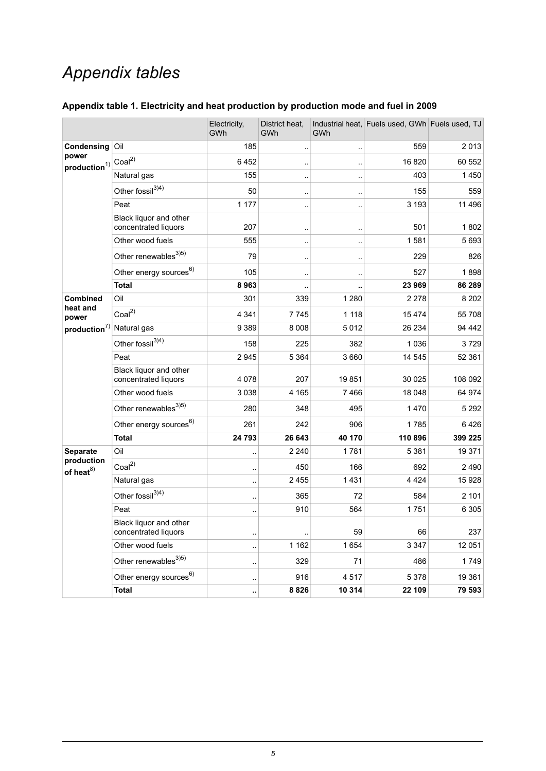# *Appendix tables*

### Appendix table 1. Electricity and heat production by production mode and fuel in 2009

| | | Electricity, GWh | District heat, GWh | Industrial heat, GWh | Fuels used, GWh | Fuels used, TJ |
|---|---|---|---|---|---|---|
| **Condensing power production**[1)] | Oil | 185 | .. | .. | 559 | 2 013 |
| | Coal[2)] | 6 452 | .. | .. | 16 820 | 60 552 |
| | Natural gas | 155 | .. | .. | 403 | 1 450 |
| | Other fossil[3)4)] | 50 | .. | .. | 155 | 559 |
| | Peat | 1 177 | .. | .. | 3 193 | 11 496 |
| | Black liquor and other concentrated liquors | 207 | .. | .. | 501 | 1 802 |
| | Other wood fuels | 555 | .. | .. | 1 581 | 5 693 |
| | Other renewables[3)5)] | 79 | .. | .. | 229 | 826 |
| | Other energy sources[6)] | 105 | .. | .. | 527 | 1 898 |
| | **Total** | **8 963** | **..** | **..** | **23 969** | **86 289** |
| **Combined heat and power production**[7)] | Oil | 301 | 339 | 1 280 | 2 278 | 8 202 |
| | Coal[2)] | 4 341 | 7 745 | 1 118 | 15 474 | 55 708 |
| | Natural gas | 9 389 | 8 008 | 5 012 | 26 234 | 94 442 |
| | Other fossil[3)4)] | 158 | 225 | 382 | 1 036 | 3 729 |
| | Peat | 2 945 | 5 364 | 3 660 | 14 545 | 52 361 |
| | Black liquor and other concentrated liquors | 4 078 | 207 | 19 851 | 30 025 | 108 092 |
| | Other wood fuels | 3 038 | 4 165 | 7 466 | 18 048 | 64 974 |
| | Other renewables[3)5)] | 280 | 348 | 495 | 1 470 | 5 292 |
| | Other energy sources[6)] | 261 | 242 | 906 | 1 785 | 6 426 |
| | **Total** | **24 793** | **26 643** | **40 170** | **110 896** | **399 225** |
| **Separate production of heat**[8)] | Oil | .. | 2 240 | 1 781 | 5 381 | 19 371 |
| | Coal[2)] | .. | 450 | 166 | 692 | 2 490 |
| | Natural gas | .. | 2 455 | 1 431 | 4 424 | 15 928 |
| | Other fossil[3)4)] | .. | 365 | 72 | 584 | 2 101 |
| | Peat | .. | 910 | 564 | 1 751 | 6 305 |
| | Black liquor and other concentrated liquors | .. | .. | 59 | 66 | 237 |
| | Other wood fuels | .. | 1 162 | 1 654 | 3 347 | 12 051 |
| | Other renewables[3)5)] | .. | 329 | 71 | 486 | 1 749 |
| | Other energy sources[6)] | .. | 916 | 4 517 | 5 378 | 19 361 |
| | **Total** | **..** | **8 826** | **10 314** | **22 109** | **79 593** |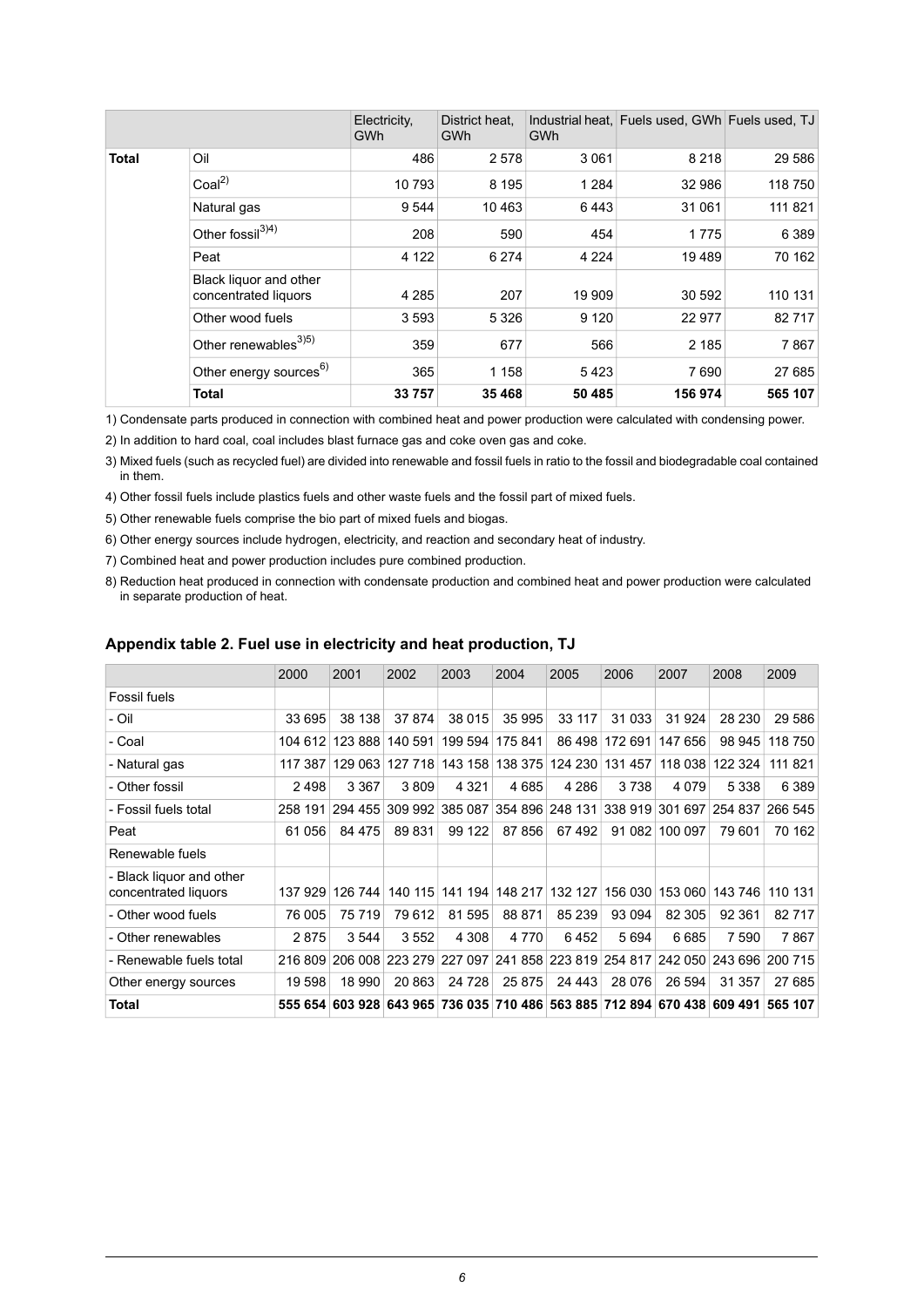| | | Electricity, GWh | District heat, GWh | Industrial heat, GWh | Fuels used, GWh | Fuels used, TJ |
|---|---|---|---|---|---|---|
| **Total** | Oil | 486 | 2 578 | 3 061 | 8 218 | 29 586 |
| | Coal[2] | 10 793 | 8 195 | 1 284 | 32 986 | 118 750 |
| | Natural gas | 9 544 | 10 463 | 6 443 | 31 061 | 111 821 |
| | Other fossil[3)4)] | 208 | 590 | 454 | 1 775 | 6 389 |
| | Peat | 4 122 | 6 274 | 4 224 | 19 489 | 70 162 |
| | Black liquor and other concentrated liquors | 4 285 | 207 | 19 909 | 30 592 | 110 131 |
| | Other wood fuels | 3 593 | 5 326 | 9 120 | 22 977 | 82 717 |
| | Other renewables[3)5)] | 359 | 677 | 566 | 2 185 | 7 867 |
| | Other energy sources[6] | 365 | 1 158 | 5 423 | 7 690 | 27 685 |
| | **Total** | **33 757** | **35 468** | **50 485** | **156 974** | **565 107** |

1) Condensate parts produced in connection with combined heat and power production were calculated with condensing power.

2) In addition to hard coal, coal includes blast furnace gas and coke oven gas and coke.

3) Mixed fuels (such as recycled fuel) are divided into renewable and fossil fuels in ratio to the fossil and biodegradable coal contained in them.

4) Other fossil fuels include plastics fuels and other waste fuels and the fossil part of mixed fuels.

5) Other renewable fuels comprise the bio part of mixed fuels and biogas.

6) Other energy sources include hydrogen, electricity, and reaction and secondary heat of industry.

7) Combined heat and power production includes pure combined production.

8) Reduction heat produced in connection with condensate production and combined heat and power production were calculated in separate production of heat.

### Appendix table 2. Fuel use in electricity and heat production, TJ

| | 2000 | 2001 | 2002 | 2003 | 2004 | 2005 | 2006 | 2007 | 2008 | 2009 |
|---|---|---|---|---|---|---|---|---|---|---|
| Fossil fuels | | | | | | | | | | |
| - Oil | 33 695 | 38 138 | 37 874 | 38 015 | 35 995 | 33 117 | 31 033 | 31 924 | 28 230 | 29 586 |
| - Coal | 104 612 | 123 888 | 140 591 | 199 594 | 175 841 | 86 498 | 172 691 | 147 656 | 98 945 | 118 750 |
| - Natural gas | 117 387 | 129 063 | 127 718 | 143 158 | 138 375 | 124 230 | 131 457 | 118 038 | 122 324 | 111 821 |
| - Other fossil | 2 498 | 3 367 | 3 809 | 4 321 | 4 685 | 4 286 | 3 738 | 4 079 | 5 338 | 6 389 |
| - Fossil fuels total | 258 191 | 294 455 | 309 992 | 385 087 | 354 896 | 248 131 | 338 919 | 301 697 | 254 837 | 266 545 |
| Peat | 61 056 | 84 475 | 89 831 | 99 122 | 87 856 | 67 492 | 91 082 | 100 097 | 79 601 | 70 162 |
| Renewable fuels | | | | | | | | | | |
| - Black liquor and other concentrated liquors | 137 929 | 126 744 | 140 115 | 141 194 | 148 217 | 132 127 | 156 030 | 153 060 | 143 746 | 110 131 |
| - Other wood fuels | 76 005 | 75 719 | 79 612 | 81 595 | 88 871 | 85 239 | 93 094 | 82 305 | 92 361 | 82 717 |
| - Other renewables | 2 875 | 3 544 | 3 552 | 4 308 | 4 770 | 6 452 | 5 694 | 6 685 | 7 590 | 7 867 |
| - Renewable fuels total | 216 809 | 206 008 | 223 279 | 227 097 | 241 858 | 223 819 | 254 817 | 242 050 | 243 696 | 200 715 |
| Other energy sources | 19 598 | 18 990 | 20 863 | 24 728 | 25 875 | 24 443 | 28 076 | 26 594 | 31 357 | 27 685 |
| **Total** | **555 654** | **603 928** | **643 965** | **736 035** | **710 486** | **563 885** | **712 894** | **670 438** | **609 491** | **565 107** |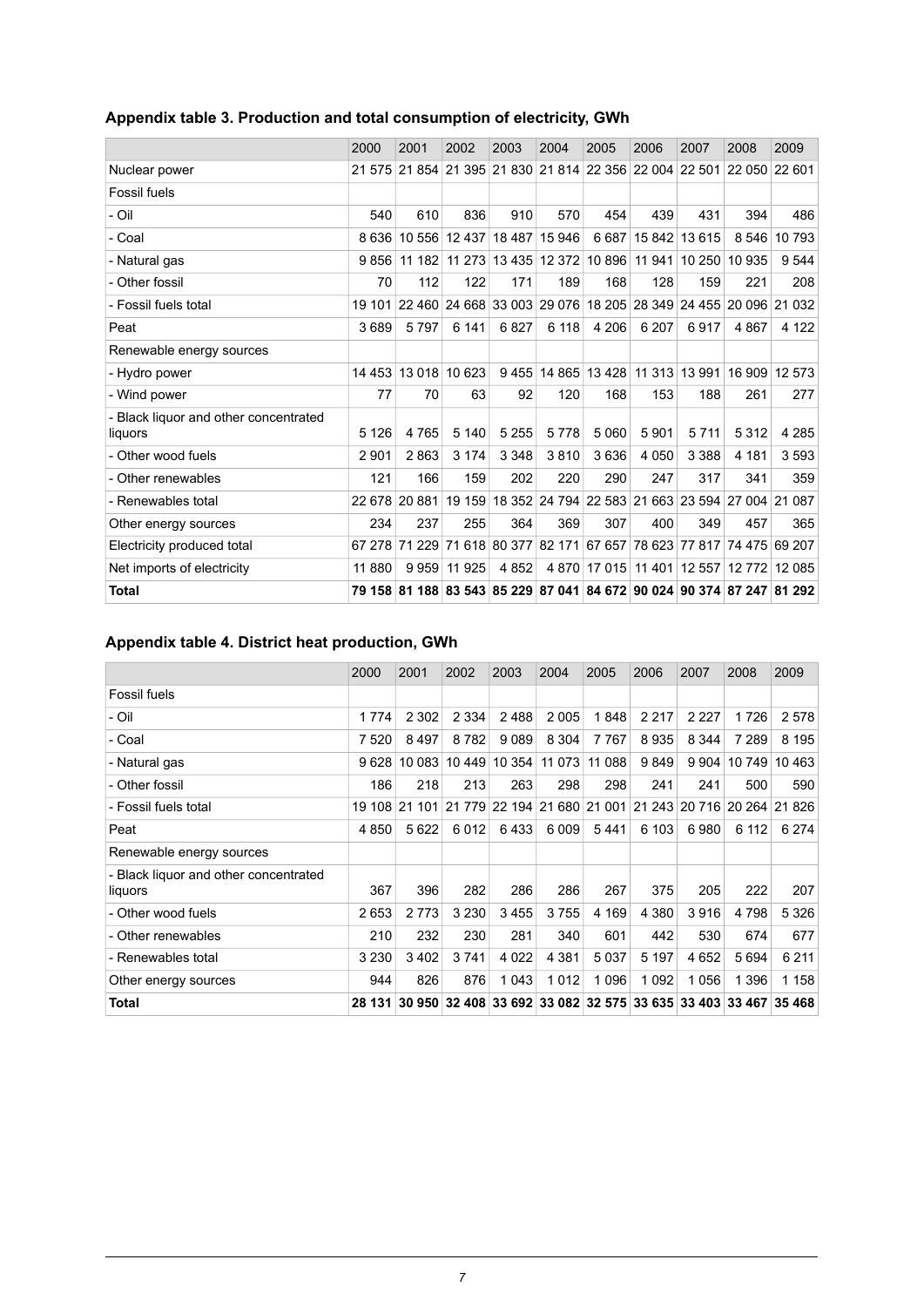### Appendix table 3. Production and total consumption of electricity, GWh

| | 2000 | 2001 | 2002 | 2003 | 2004 | 2005 | 2006 | 2007 | 2008 | 2009 |
|---|---|---|---|---|---|---|---|---|---|---|
| Nuclear power | 21 575 | 21 854 | 21 395 | 21 830 | 21 814 | 22 356 | 22 004 | 22 501 | 22 050 | 22 601 |
| Fossil fuels | | | | | | | | | | |
| - Oil | 540 | 610 | 836 | 910 | 570 | 454 | 439 | 431 | 394 | 486 |
| - Coal | 8 636 | 10 556 | 12 437 | 18 487 | 15 946 | 6 687 | 15 842 | 13 615 | 8 546 | 10 793 |
| - Natural gas | 9 856 | 11 182 | 11 273 | 13 435 | 12 372 | 10 896 | 11 941 | 10 250 | 10 935 | 9 544 |
| - Other fossil | 70 | 112 | 122 | 171 | 189 | 168 | 128 | 159 | 221 | 208 |
| - Fossil fuels total | 19 101 | 22 460 | 24 668 | 33 003 | 29 076 | 18 205 | 28 349 | 24 455 | 20 096 | 21 032 |
| Peat | 3 689 | 5 797 | 6 141 | 6 827 | 6 118 | 4 206 | 6 207 | 6 917 | 4 867 | 4 122 |
| Renewable energy sources | | | | | | | | | | |
| - Hydro power | 14 453 | 13 018 | 10 623 | 9 455 | 14 865 | 13 428 | 11 313 | 13 991 | 16 909 | 12 573 |
| - Wind power | 77 | 70 | 63 | 92 | 120 | 168 | 153 | 188 | 261 | 277 |
| - Black liquor and other concentrated liquors | 5 126 | 4 765 | 5 140 | 5 255 | 5 778 | 5 060 | 5 901 | 5 711 | 5 312 | 4 285 |
| - Other wood fuels | 2 901 | 2 863 | 3 174 | 3 348 | 3 810 | 3 636 | 4 050 | 3 388 | 4 181 | 3 593 |
| - Other renewables | 121 | 166 | 159 | 202 | 220 | 290 | 247 | 317 | 341 | 359 |
| - Renewables total | 22 678 | 20 881 | 19 159 | 18 352 | 24 794 | 22 583 | 21 663 | 23 594 | 27 004 | 21 087 |
| Other energy sources | 234 | 237 | 255 | 364 | 369 | 307 | 400 | 349 | 457 | 365 |
| Electricity produced total | 67 278 | 71 229 | 71 618 | 80 377 | 82 171 | 67 657 | 78 623 | 77 817 | 74 475 | 69 207 |
| Net imports of electricity | 11 880 | 9 959 | 11 925 | 4 852 | 4 870 | 17 015 | 11 401 | 12 557 | 12 772 | 12 085 |
| **Total** | **79 158** | **81 188** | **83 543** | **85 229** | **87 041** | **84 672** | **90 024** | **90 374** | **87 247** | **81 292** |

### Appendix table 4. District heat production, GWh

| | 2000 | 2001 | 2002 | 2003 | 2004 | 2005 | 2006 | 2007 | 2008 | 2009 |
|---|---|---|---|---|---|---|---|---|---|---|
| Fossil fuels | | | | | | | | | | |
| - Oil | 1 774 | 2 302 | 2 334 | 2 488 | 2 005 | 1 848 | 2 217 | 2 227 | 1 726 | 2 578 |
| - Coal | 7 520 | 8 497 | 8 782 | 9 089 | 8 304 | 7 767 | 8 935 | 8 344 | 7 289 | 8 195 |
| - Natural gas | 9 628 | 10 083 | 10 449 | 10 354 | 11 073 | 11 088 | 9 849 | 9 904 | 10 749 | 10 463 |
| - Other fossil | 186 | 218 | 213 | 263 | 298 | 298 | 241 | 241 | 500 | 590 |
| - Fossil fuels total | 19 108 | 21 101 | 21 779 | 22 194 | 21 680 | 21 001 | 21 243 | 20 716 | 20 264 | 21 826 |
| Peat | 4 850 | 5 622 | 6 012 | 6 433 | 6 009 | 5 441 | 6 103 | 6 980 | 6 112 | 6 274 |
| Renewable energy sources | | | | | | | | | | |
| - Black liquor and other concentrated liquors | 367 | 396 | 282 | 286 | 286 | 267 | 375 | 205 | 222 | 207 |
| - Other wood fuels | 2 653 | 2 773 | 3 230 | 3 455 | 3 755 | 4 169 | 4 380 | 3 916 | 4 798 | 5 326 |
| - Other renewables | 210 | 232 | 230 | 281 | 340 | 601 | 442 | 530 | 674 | 677 |
| - Renewables total | 3 230 | 3 402 | 3 741 | 4 022 | 4 381 | 5 037 | 5 197 | 4 652 | 5 694 | 6 211 |
| Other energy sources | 944 | 826 | 876 | 1 043 | 1 012 | 1 096 | 1 092 | 1 056 | 1 396 | 1 158 |
| **Total** | **28 131** | **30 950** | **32 408** | **33 692** | **33 082** | **32 575** | **33 635** | **33 403** | **33 467** | **35 468** |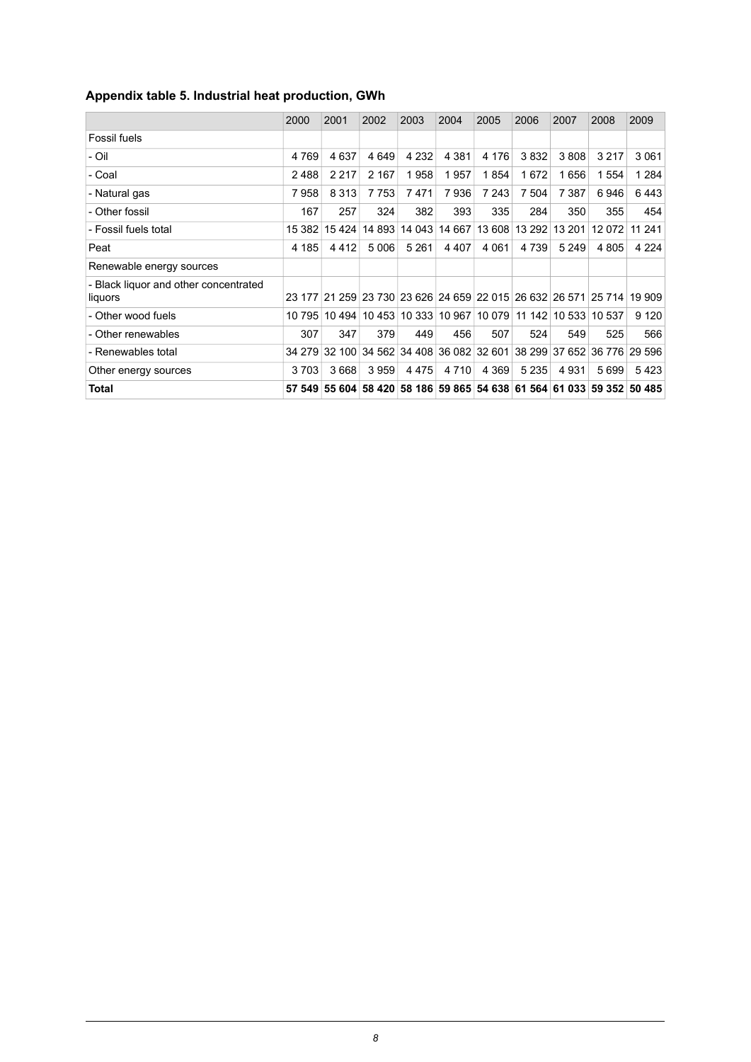### Appendix table 5. Industrial heat production, GWh

| | 2000 | 2001 | 2002 | 2003 | 2004 | 2005 | 2006 | 2007 | 2008 | 2009 |
|---|---|---|---|---|---|---|---|---|---|---|
| Fossil fuels | | | | | | | | | | |
| - Oil | 4 769 | 4 637 | 4 649 | 4 232 | 4 381 | 4 176 | 3 832 | 3 808 | 3 217 | 3 061 |
| - Coal | 2 488 | 2 217 | 2 167 | 1 958 | 1 957 | 1 854 | 1 672 | 1 656 | 1 554 | 1 284 |
| - Natural gas | 7 958 | 8 313 | 7 753 | 7 471 | 7 936 | 7 243 | 7 504 | 7 387 | 6 946 | 6 443 |
| - Other fossil | 167 | 257 | 324 | 382 | 393 | 335 | 284 | 350 | 355 | 454 |
| - Fossil fuels total | 15 382 | 15 424 | 14 893 | 14 043 | 14 667 | 13 608 | 13 292 | 13 201 | 12 072 | 11 241 |
| Peat | 4 185 | 4 412 | 5 006 | 5 261 | 4 407 | 4 061 | 4 739 | 5 249 | 4 805 | 4 224 |
| Renewable energy sources | | | | | | | | | | |
| - Black liquor and other concentrated liquors | 23 177 | 21 259 | 23 730 | 23 626 | 24 659 | 22 015 | 26 632 | 26 571 | 25 714 | 19 909 |
| - Other wood fuels | 10 795 | 10 494 | 10 453 | 10 333 | 10 967 | 10 079 | 11 142 | 10 533 | 10 537 | 9 120 |
| - Other renewables | 307 | 347 | 379 | 449 | 456 | 507 | 524 | 549 | 525 | 566 |
| - Renewables total | 34 279 | 32 100 | 34 562 | 34 408 | 36 082 | 32 601 | 38 299 | 37 652 | 36 776 | 29 596 |
| Other energy sources | 3 703 | 3 668 | 3 959 | 4 475 | 4 710 | 4 369 | 5 235 | 4 931 | 5 699 | 5 423 |
| **Total** | **57 549** | **55 604** | **58 420** | **58 186** | **59 865** | **54 638** | **61 564** | **61 033** | **59 352** | **50 485** |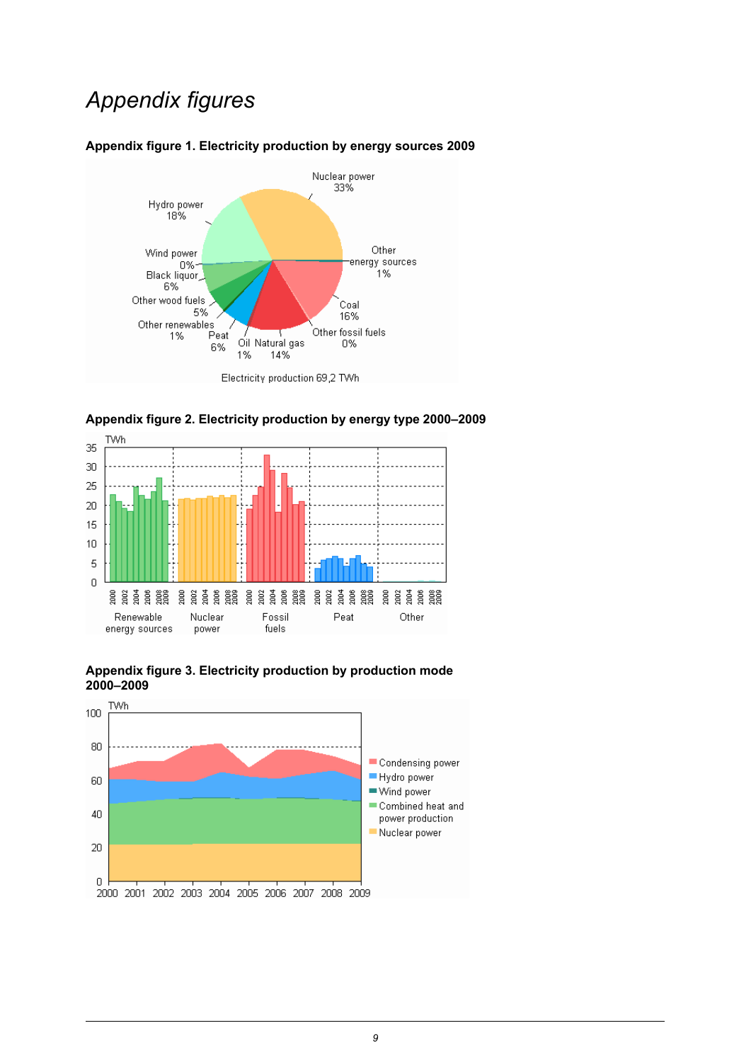# *Appendix figures*

**Appendix figure 1. Electricity production by energy sources 2009**

Nuclear power 33%
Hydro power 18%
Wind power 0%
Black liquor 6%
Other wood fuels 5%
Other renewables 1%
Peat 6%
Oil 1%
Natural gas 14%
Other fossil fuels 0%
Coal 16%
Other energy sources 1%

Electricity production 69,2 TWh

**Appendix figure 2. Electricity production by energy type 2000–2009**

TWh

Renewable energy sources | Nuclear power | Fossil fuels | Peat | Other

**Appendix figure 3. Electricity production by production mode 2000–2009**

TWh

Condensing power
Hydro power
Wind power
Combined heat and power production
Nuclear power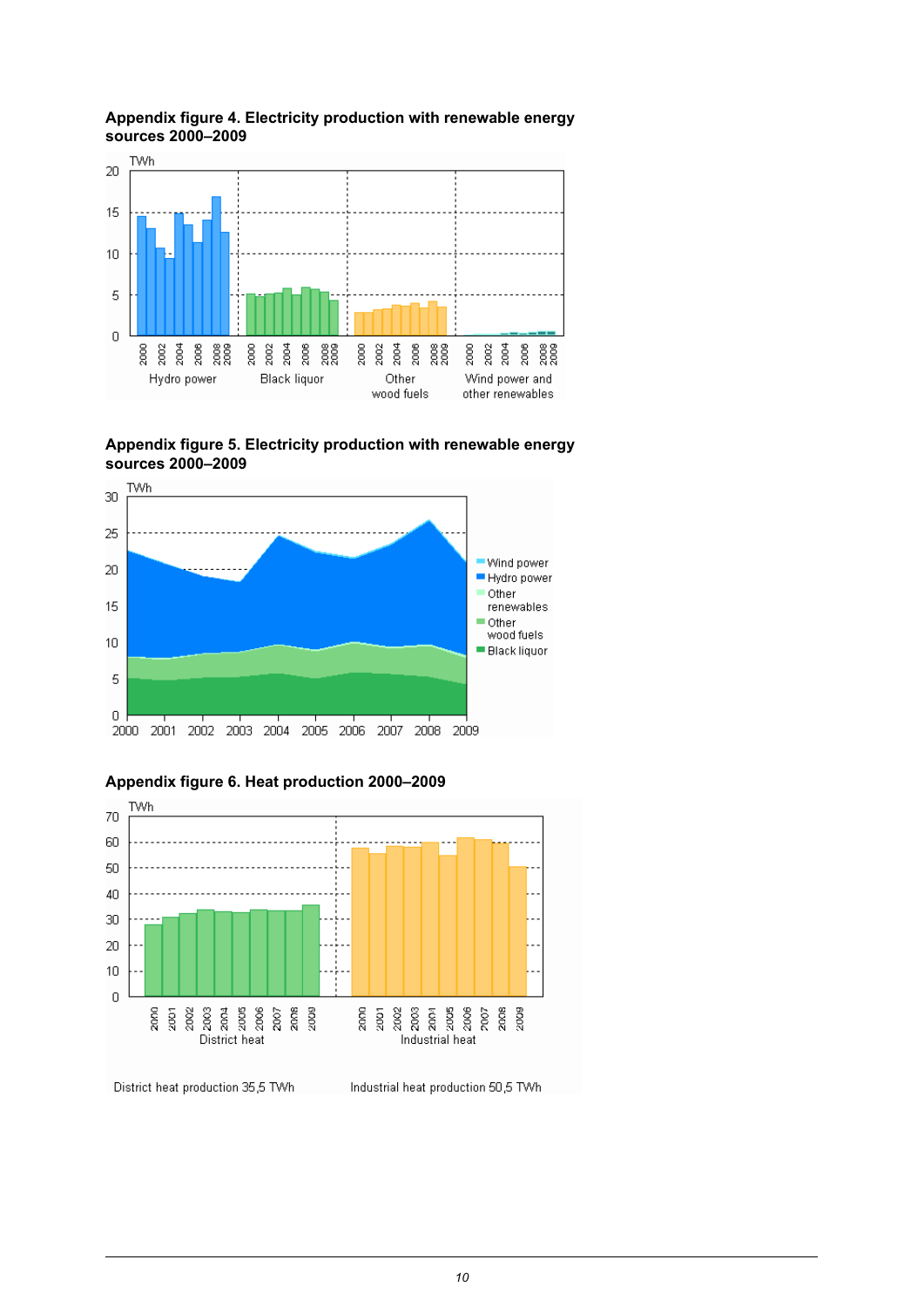**Appendix figure 4. Electricity production with renewable energy sources 2000–2009**

TWh

20
15
10
5
0

2000 2002 2004 2006 2008 2009
Hydro power

2000 2002 2004 2006 2008 2009
Black liquor

2000 2002 2004 2006 2008 2009
Other wood fuels

2000 2002 2004 2006 2008 2009
Wind power and other renewables

**Appendix figure 5. Electricity production with renewable energy sources 2000–2009**

TWh

30
25
20
15
10
5
0

2000 2001 2002 2003 2004 2005 2006 2007 2008 2009

Wind power
Hydro power
Other renewables
Other wood fuels
Black liquor

**Appendix figure 6. Heat production 2000–2009**

TWh

70
60
50
40
30
20
10
0

2000 2001 2002 2003 2004 2005 2006 2007 2008 2009
District heat

2000 2001 2002 2003 2004 2005 2006 2007 2008 2009
Industrial heat

District heat production 35,5 TWh

Industrial heat production 50,5 TWh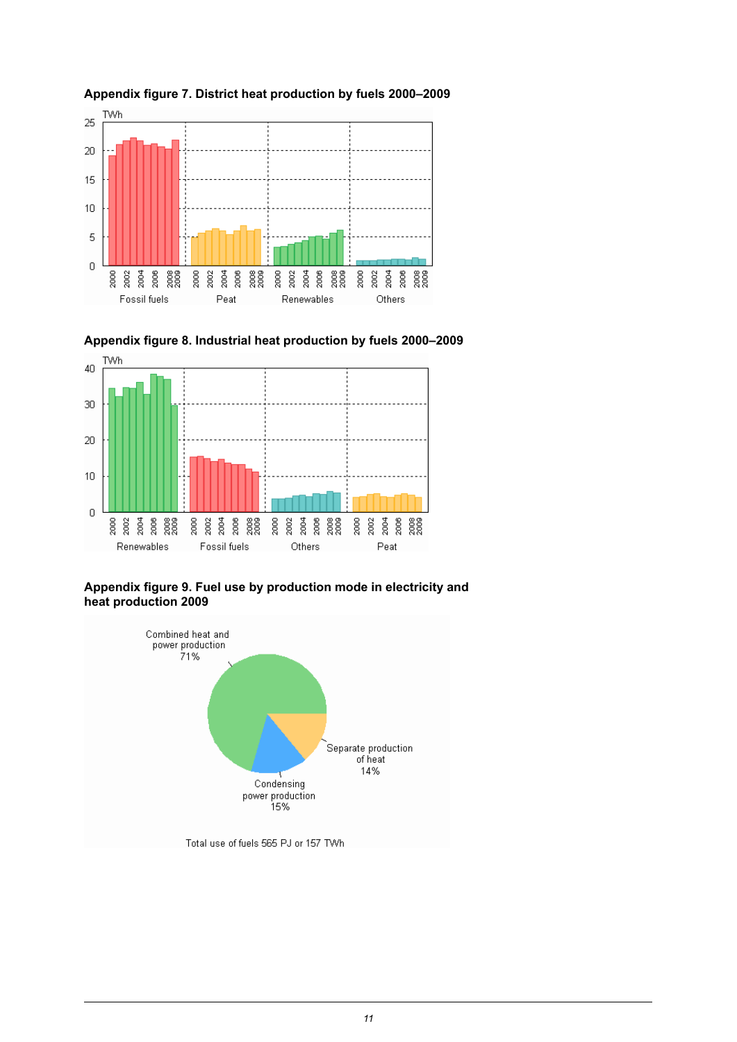**Appendix figure 7. District heat production by fuels 2000–2009**

TWh

25

20

15

10

5

0

2000 2002 2004 2006 2008 2009

Fossil fuels

Peat

Renewables

Others

**Appendix figure 8. Industrial heat production by fuels 2000–2009**

TWh

40

30

20

10

0

2000 2002 2004 2006 2008 2009

Renewables

Fossil fuels

Others

Peat

**Appendix figure 9. Fuel use by production mode in electricity and heat production 2009**

Combined heat and power production 71%

Separate production of heat 14%

Condensing power production 15%

Total use of fuels 565 PJ or 157 TWh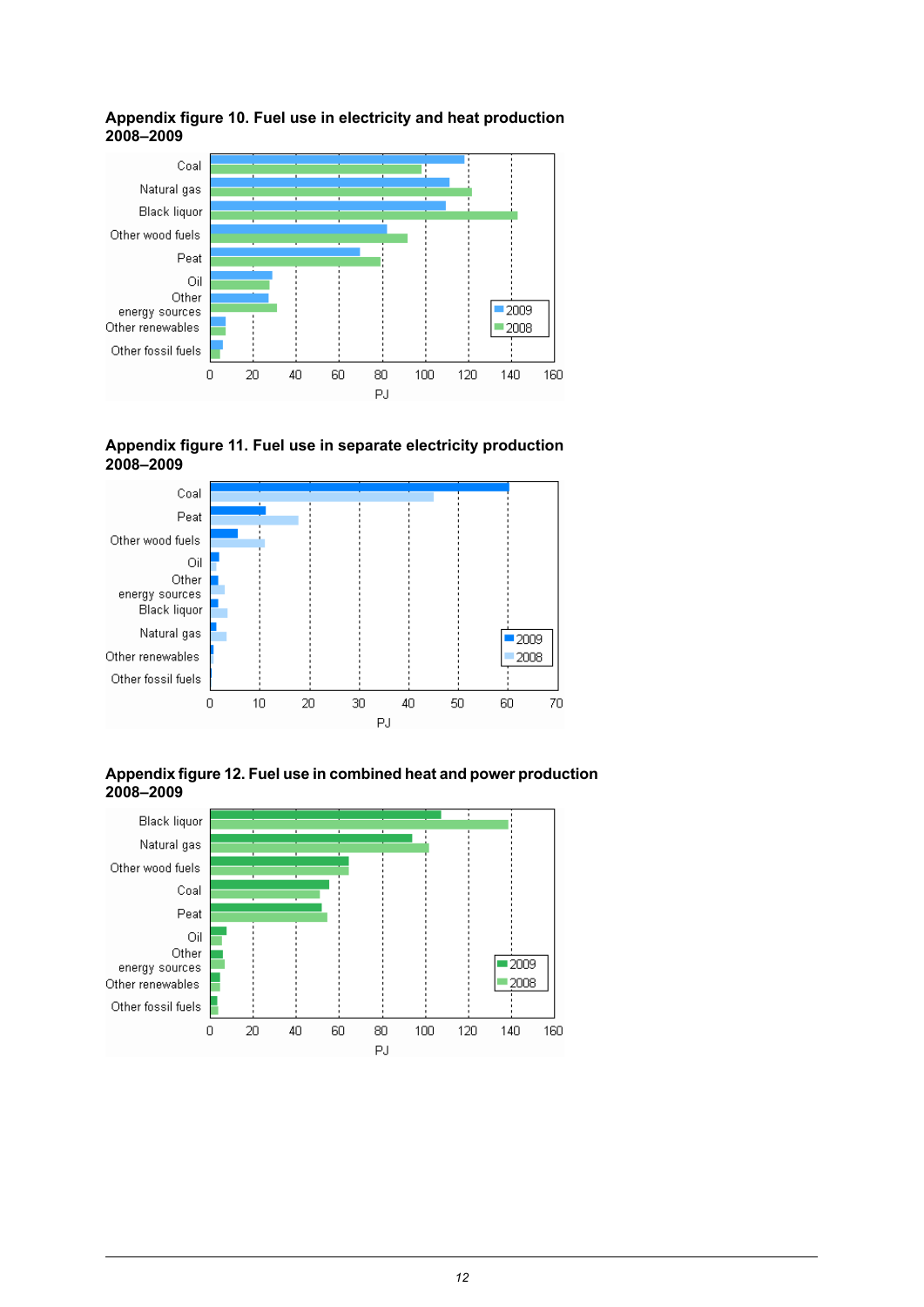**Appendix figure 10. Fuel use in electricity and heat production 2008–2009**

Coal
Natural gas
Black liquor
Other wood fuels
Peat
Oil
Other energy sources
Other renewables
Other fossil fuels

0 20 40 60 80 100 120 140 160
PJ

2009
2008

**Appendix figure 11. Fuel use in separate electricity production 2008–2009**

Coal
Peat
Other wood fuels
Oil
Other energy sources
Black liquor
Natural gas
Other renewables
Other fossil fuels

0 10 20 30 40 50 60 70
PJ

2009
2008

**Appendix figure 12. Fuel use in combined heat and power production 2008–2009**

Black liquor
Natural gas
Other wood fuels
Coal
Peat
Oil
Other energy sources
Other renewables
Other fossil fuels

0 20 40 60 80 100 120 140 160
PJ

2009
2008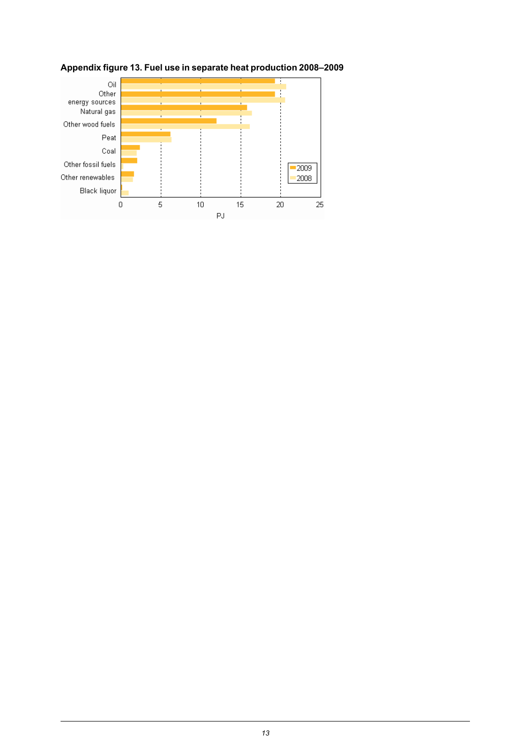**Appendix figure 13. Fuel use in separate heat production 2008–2009**

Oil
Other energy sources
Natural gas
Other wood fuels
Peat
Coal
Other fossil fuels
Other renewables
Black liquor

0
5
10
15
20
25

PJ

2009
2008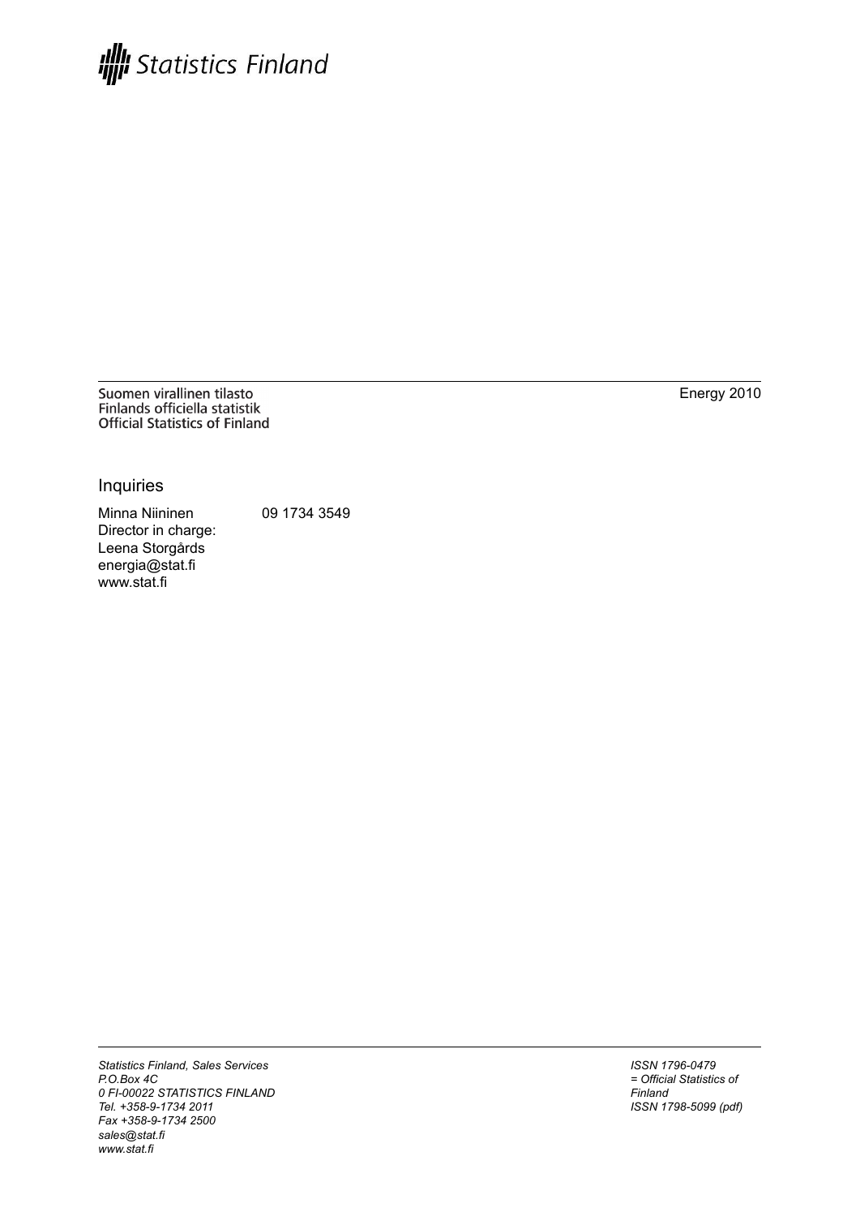Statistics Finland

Suomen virallinen tilasto
Finlands officiella statistik
**Official Statistics of Finland**

Energy 2010

## Inquiries

Minna Niininen 09 1734 3549
Director in charge:
Leena Storgårds
energia@stat.fi
www.stat.fi

*Statistics Finland, Sales Services*
*P.O.Box 4C*
*0 FI-00022 STATISTICS FINLAND*
*Tel. +358-9-1734 2011*
*Fax +358-9-1734 2500*
*sales@stat.fi*
*www.stat.fi*

*ISSN 1796-0479*
*= Official Statistics of Finland*
*ISSN 1798-5099 (pdf)*